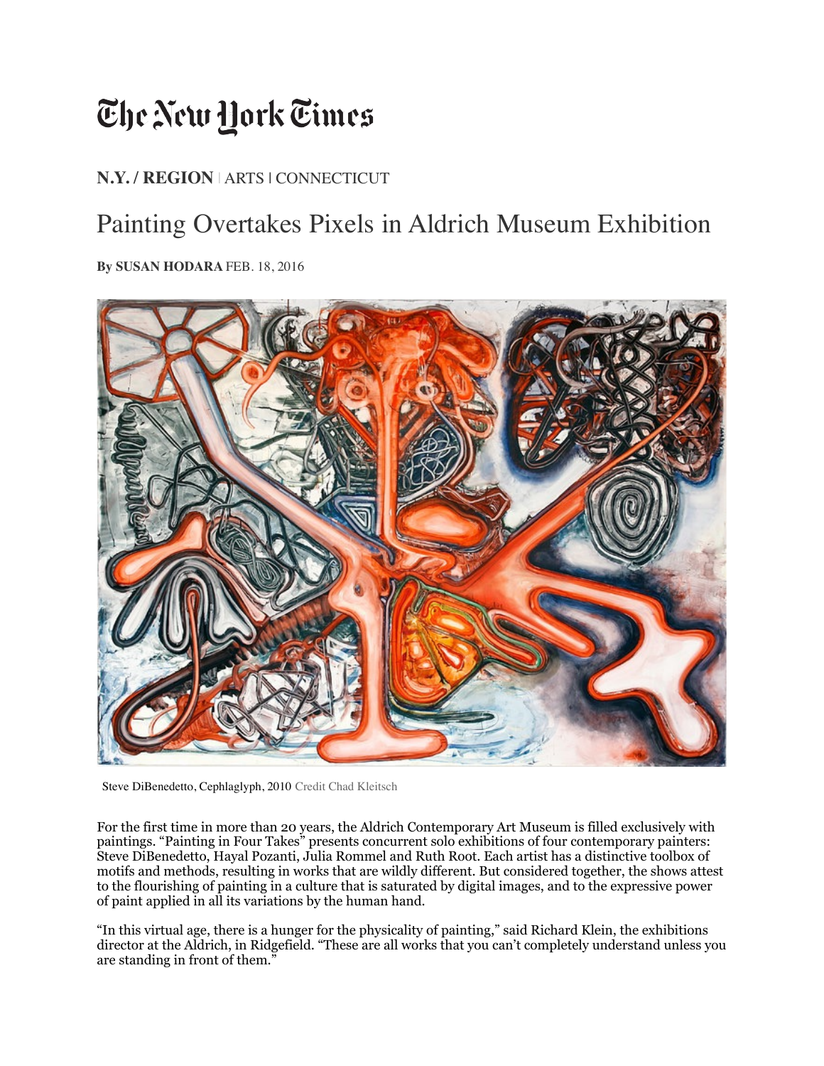# The New York Times

**N.Y. / REGION** | ARTS | CONNECTICUT

## Painting Overtakes Pixels in Aldrich Museum Exhibition

**By SUSAN HODARA** FEB. 18, 2016

Steve DiBenedetto, Cephlaglyph, 2010 Credit Chad Kleitsch

For the first time in more than 20 years, the Aldrich Contemporary Art Museum is filled exclusively with paintings. "Painting in Four Takes" presents concurrent solo exhibitions of four contemporary painters: Steve DiBenedetto, Hayal Pozanti, Julia Rommel and Ruth Root. Each artist has a distinctive toolbox of motifs and methods, resulting in works that are wildly different. But considered together, the shows attest to the flourishing of painting in a culture that is saturated by digital images, and to the expressive power of paint applied in all its variations by the human hand.

"In this virtual age, there is a hunger for the physicality of painting," said Richard Klein, the exhibitions director at the Aldrich, in Ridgefield. "These are all works that you can't completely understand unless you are standing in front of them."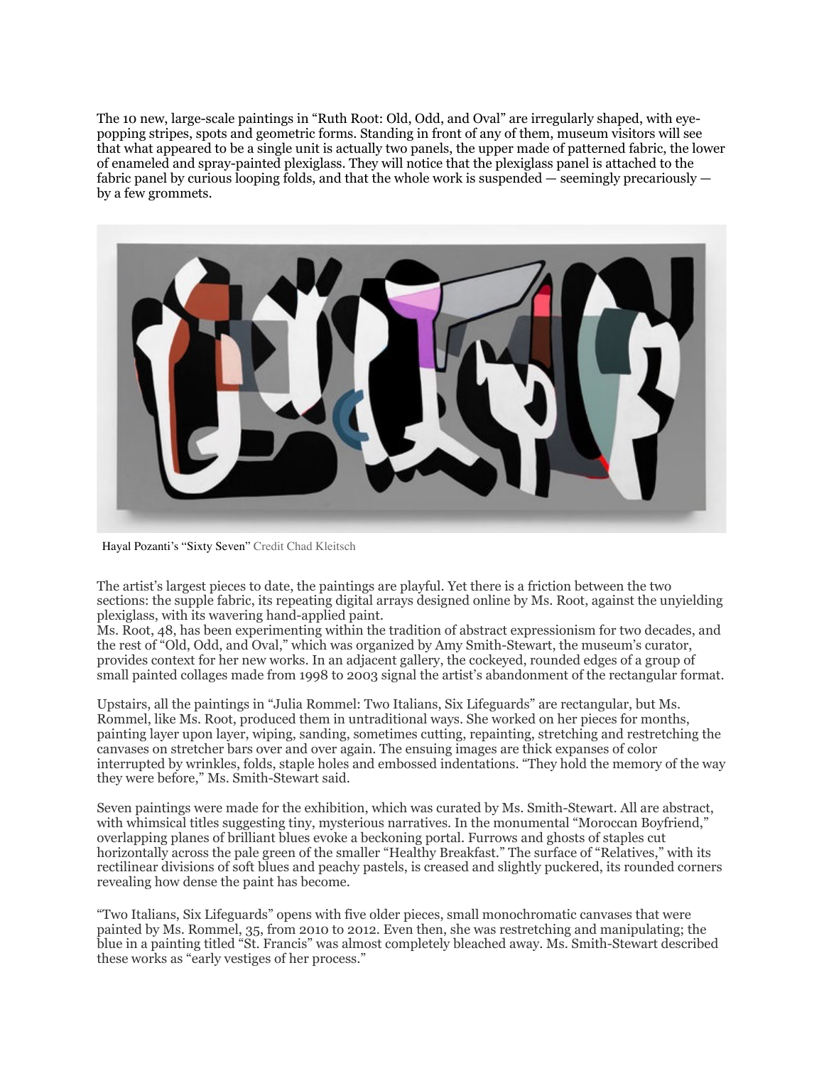The 10 new, large-scale paintings in "Ruth Root: Old, Odd, and Oval" are irregularly shaped, with eye-popping stripes, spots and geometric forms. Standing in front of any of them, museum visitors will see that what appeared to be a single unit is actually two panels, the upper made of patterned fabric, the lower of enameled and spray-painted plexiglass. They will notice that the plexiglass panel is attached to the fabric panel by curious looping folds, and that the whole work is suspended — seemingly precariously — by a few grommets.

Hayal Pozanti's "Sixty Seven" Credit Chad Kleitsch

The artist's largest pieces to date, the paintings are playful. Yet there is a friction between the two sections: the supple fabric, its repeating digital arrays designed online by Ms. Root, against the unyielding plexiglass, with its wavering hand-applied paint.

Ms. Root, 48, has been experimenting within the tradition of abstract expressionism for two decades, and the rest of "Old, Odd, and Oval," which was organized by Amy Smith-Stewart, the museum's curator, provides context for her new works. In an adjacent gallery, the cockeyed, rounded edges of a group of small painted collages made from 1998 to 2003 signal the artist's abandonment of the rectangular format.

Upstairs, all the paintings in "Julia Rommel: Two Italians, Six Lifeguards" are rectangular, but Ms. Rommel, like Ms. Root, produced them in untraditional ways. She worked on her pieces for months, painting layer upon layer, wiping, sanding, sometimes cutting, repainting, stretching and restretching the canvases on stretcher bars over and over again. The ensuing images are thick expanses of color interrupted by wrinkles, folds, staple holes and embossed indentations. "They hold the memory of the way they were before," Ms. Smith-Stewart said.

Seven paintings were made for the exhibition, which was curated by Ms. Smith-Stewart. All are abstract, with whimsical titles suggesting tiny, mysterious narratives. In the monumental "Moroccan Boyfriend," overlapping planes of brilliant blues evoke a beckoning portal. Furrows and ghosts of staples cut horizontally across the pale green of the smaller "Healthy Breakfast." The surface of "Relatives," with its rectilinear divisions of soft blues and peachy pastels, is creased and slightly puckered, its rounded corners revealing how dense the paint has become.

"Two Italians, Six Lifeguards" opens with five older pieces, small monochromatic canvases that were painted by Ms. Rommel, 35, from 2010 to 2012. Even then, she was restretching and manipulating; the blue in a painting titled "St. Francis" was almost completely bleached away. Ms. Smith-Stewart described these works as "early vestiges of her process."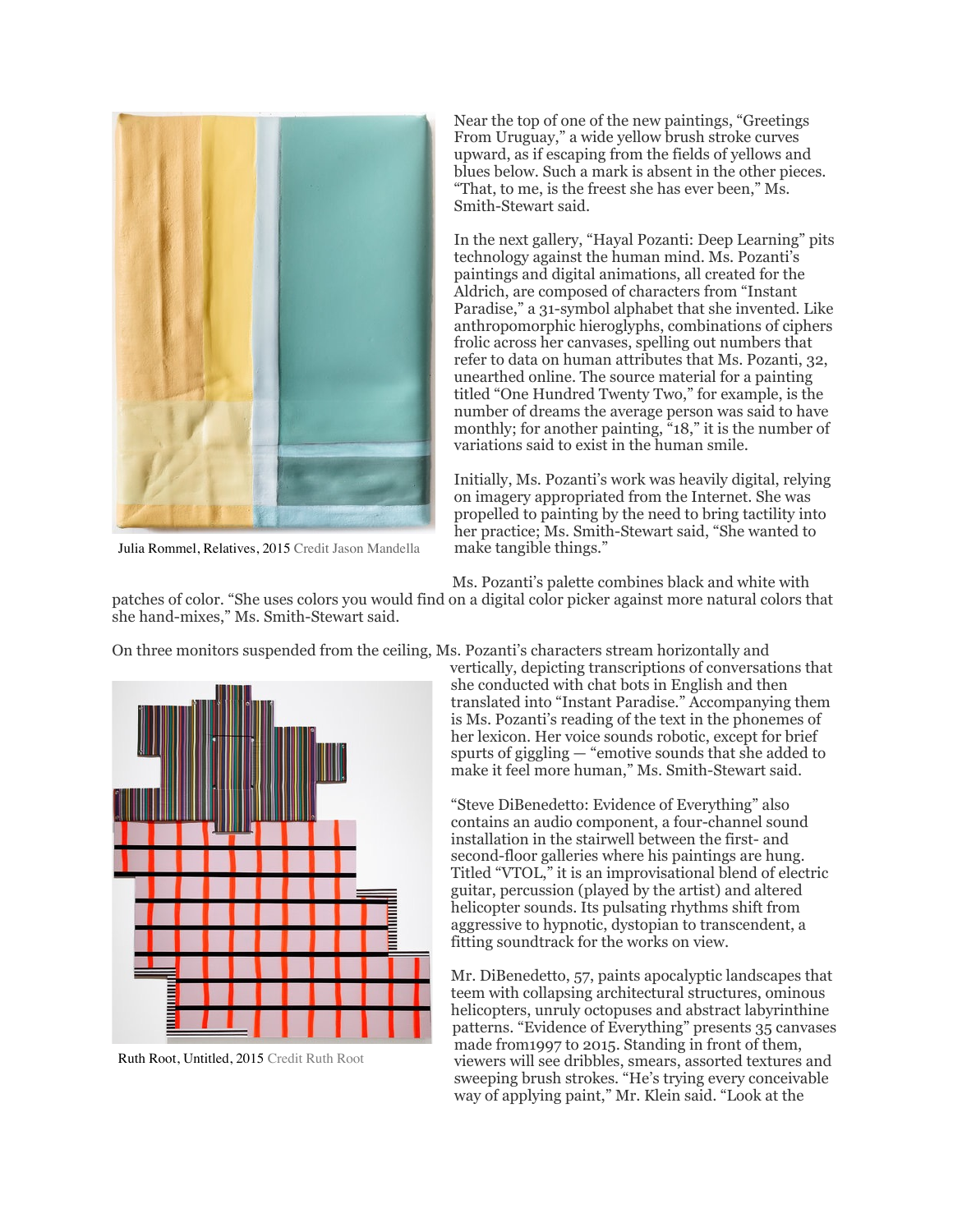Julia Rommel, Relatives, 2015 Credit Jason Mandella

Near the top of one of the new paintings, "Greetings From Uruguay," a wide yellow brush stroke curves upward, as if escaping from the fields of yellows and blues below. Such a mark is absent in the other pieces. "That, to me, is the freest she has ever been," Ms. Smith-Stewart said.

In the next gallery, "Hayal Pozanti: Deep Learning" pits technology against the human mind. Ms. Pozanti's paintings and digital animations, all created for the Aldrich, are composed of characters from "Instant Paradise," a 31-symbol alphabet that she invented. Like anthropomorphic hieroglyphs, combinations of ciphers frolic across her canvases, spelling out numbers that refer to data on human attributes that Ms. Pozanti, 32, unearthed online. The source material for a painting titled "One Hundred Twenty Two," for example, is the number of dreams the average person was said to have monthly; for another painting, "18," it is the number of variations said to exist in the human smile.

Initially, Ms. Pozanti's work was heavily digital, relying on imagery appropriated from the Internet. She was propelled to painting by the need to bring tactility into her practice; Ms. Smith-Stewart said, "She wanted to make tangible things."

Ms. Pozanti's palette combines black and white with patches of color. "She uses colors you would find on a digital color picker against more natural colors that she hand-mixes," Ms. Smith-Stewart said.

On three monitors suspended from the ceiling, Ms. Pozanti's characters stream horizontally and vertically, depicting transcriptions of conversations that she conducted with chat bots in English and then translated into "Instant Paradise." Accompanying them is Ms. Pozanti's reading of the text in the phonemes of her lexicon. Her voice sounds robotic, except for brief spurts of giggling — "emotive sounds that she added to make it feel more human," Ms. Smith-Stewart said.

Ruth Root, Untitled, 2015 Credit Ruth Root

"Steve DiBenedetto: Evidence of Everything" also contains an audio component, a four-channel sound installation in the stairwell between the first- and second-floor galleries where his paintings are hung. Titled "VTOL," it is an improvisational blend of electric guitar, percussion (played by the artist) and altered helicopter sounds. Its pulsating rhythms shift from aggressive to hypnotic, dystopian to transcendent, a fitting soundtrack for the works on view.

Mr. DiBenedetto, 57, paints apocalyptic landscapes that teem with collapsing architectural structures, ominous helicopters, unruly octopuses and abstract labyrinthine patterns. "Evidence of Everything" presents 35 canvases made from1997 to 2015. Standing in front of them, viewers will see dribbles, smears, assorted textures and sweeping brush strokes. "He's trying every conceivable way of applying paint," Mr. Klein said. "Look at the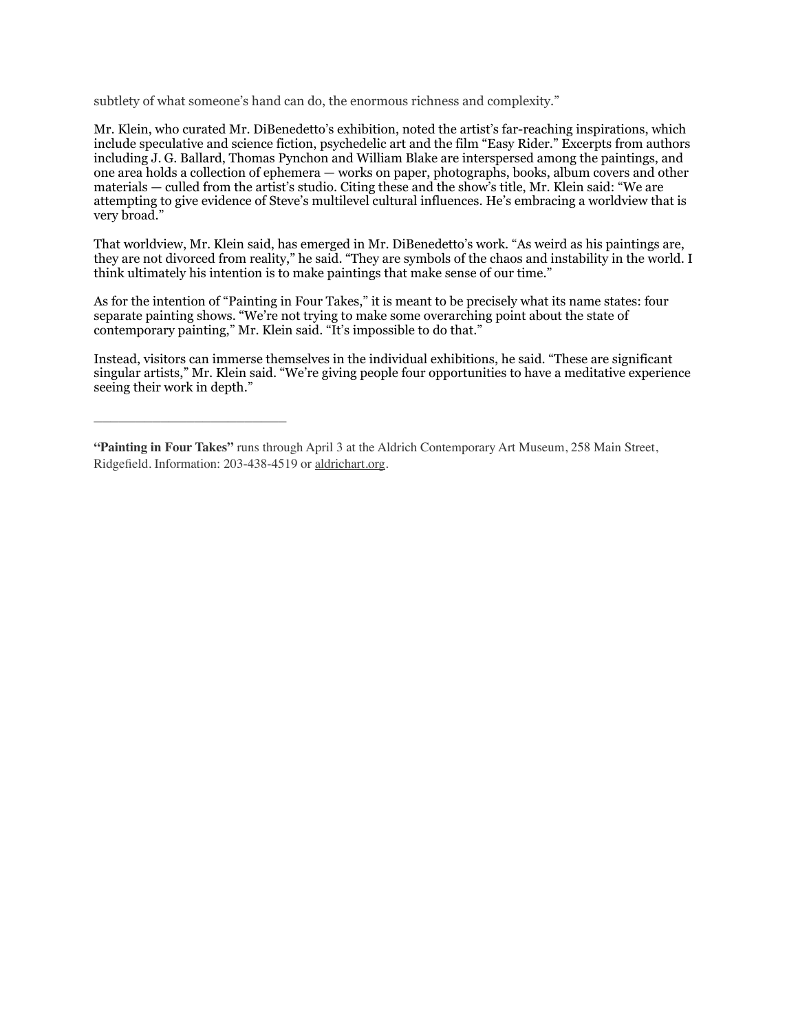subtlety of what someone's hand can do, the enormous richness and complexity."

Mr. Klein, who curated Mr. DiBenedetto's exhibition, noted the artist's far-reaching inspirations, which include speculative and science fiction, psychedelic art and the film "Easy Rider." Excerpts from authors including J. G. Ballard, Thomas Pynchon and William Blake are interspersed among the paintings, and one area holds a collection of ephemera — works on paper, photographs, books, album covers and other materials — culled from the artist's studio. Citing these and the show's title, Mr. Klein said: "We are attempting to give evidence of Steve's multilevel cultural influences. He's embracing a worldview that is very broad."

That worldview, Mr. Klein said, has emerged in Mr. DiBenedetto's work. "As weird as his paintings are, they are not divorced from reality," he said. "They are symbols of the chaos and instability in the world. I think ultimately his intention is to make paintings that make sense of our time."

As for the intention of "Painting in Four Takes," it is meant to be precisely what its name states: four separate painting shows. "We're not trying to make some overarching point about the state of contemporary painting," Mr. Klein said. "It's impossible to do that."

Instead, visitors can immerse themselves in the individual exhibitions, he said. "These are significant singular artists," Mr. Klein said. "We're giving people four opportunities to have a meditative experience seeing their work in depth."

---

**"Painting in Four Takes"** runs through April 3 at the Aldrich Contemporary Art Museum, 258 Main Street, Ridgefield. Information: 203-438-4519 or aldrichart.org.